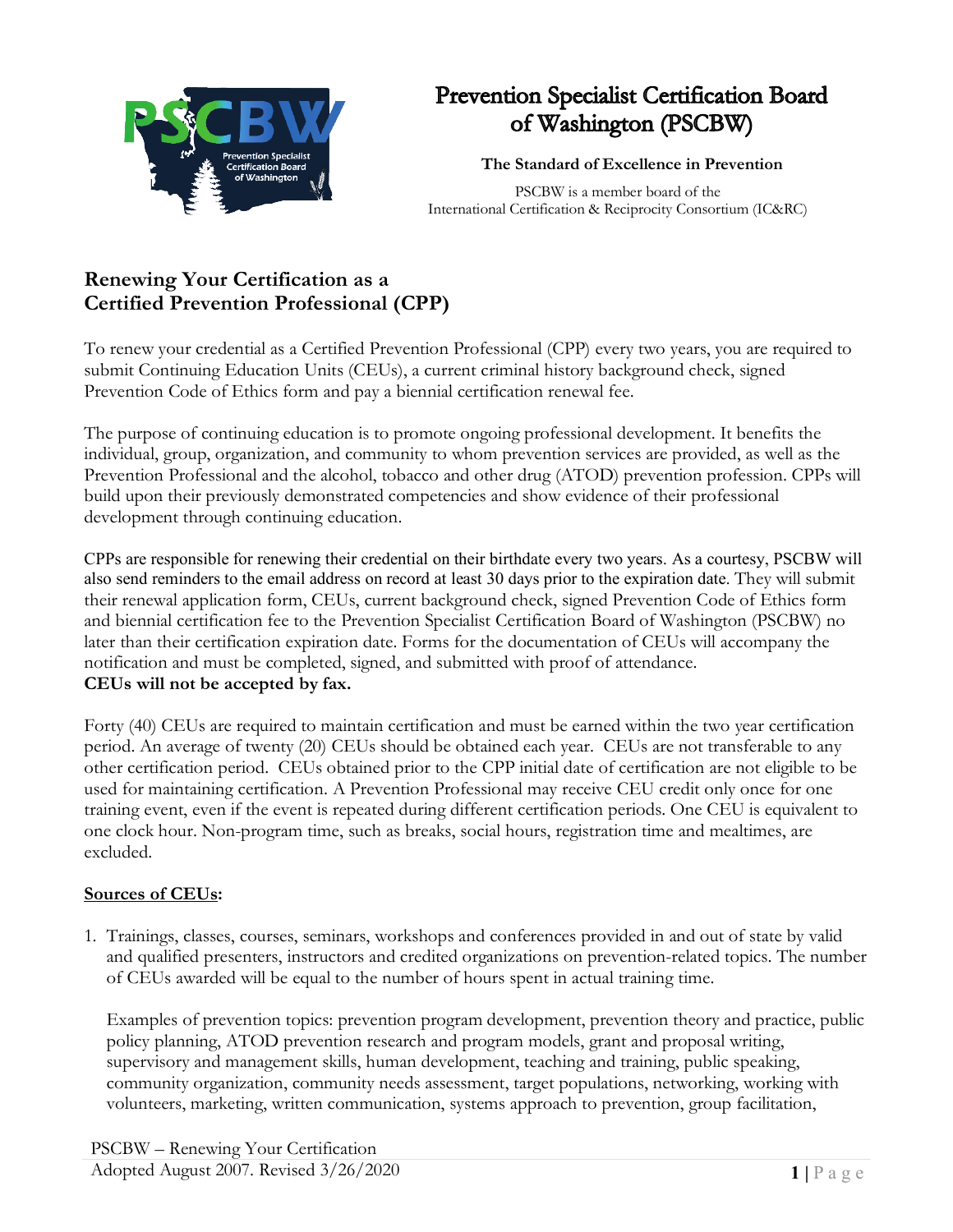# Prevention Specialist Certification Board of Washington (PSCBW)

**The Standard of Excellence in Prevention**

PSCBW is a member board of the
International Certification & Reciprocity Consortium (IC&RC)

## Renewing Your Certification as a Certified Prevention Professional (CPP)

To renew your credential as a Certified Prevention Professional (CPP) every two years, you are required to submit Continuing Education Units (CEUs), a current criminal history background check, signed Prevention Code of Ethics form and pay a biennial certification renewal fee.

The purpose of continuing education is to promote ongoing professional development. It benefits the individual, group, organization, and community to whom prevention services are provided, as well as the Prevention Professional and the alcohol, tobacco and other drug (ATOD) prevention profession. CPPs will build upon their previously demonstrated competencies and show evidence of their professional development through continuing education.

CPPs are responsible for renewing their credential on their birthdate every two years. As a courtesy, PSCBW will also send reminders to the email address on record at least 30 days prior to the expiration date. They will submit their renewal application form, CEUs, current background check, signed Prevention Code of Ethics form and biennial certification fee to the Prevention Specialist Certification Board of Washington (PSCBW) no later than their certification expiration date. Forms for the documentation of CEUs will accompany the notification and must be completed, signed, and submitted with proof of attendance.
**CEUs will not be accepted by fax.**

Forty (40) CEUs are required to maintain certification and must be earned within the two year certification period. An average of twenty (20) CEUs should be obtained each year. CEUs are not transferable to any other certification period. CEUs obtained prior to the CPP initial date of certification are not eligible to be used for maintaining certification. A Prevention Professional may receive CEU credit only once for one training event, even if the event is repeated during different certification periods. One CEU is equivalent to one clock hour. Non-program time, such as breaks, social hours, registration time and mealtimes, are excluded.

**Sources of CEUs:**

1. Trainings, classes, courses, seminars, workshops and conferences provided in and out of state by valid and qualified presenters, instructors and credited organizations on prevention-related topics. The number of CEUs awarded will be equal to the number of hours spent in actual training time.

   Examples of prevention topics: prevention program development, prevention theory and practice, public policy planning, ATOD prevention research and program models, grant and proposal writing, supervisory and management skills, human development, teaching and training, public speaking, community organization, community needs assessment, target populations, networking, working with volunteers, marketing, written communication, systems approach to prevention, group facilitation,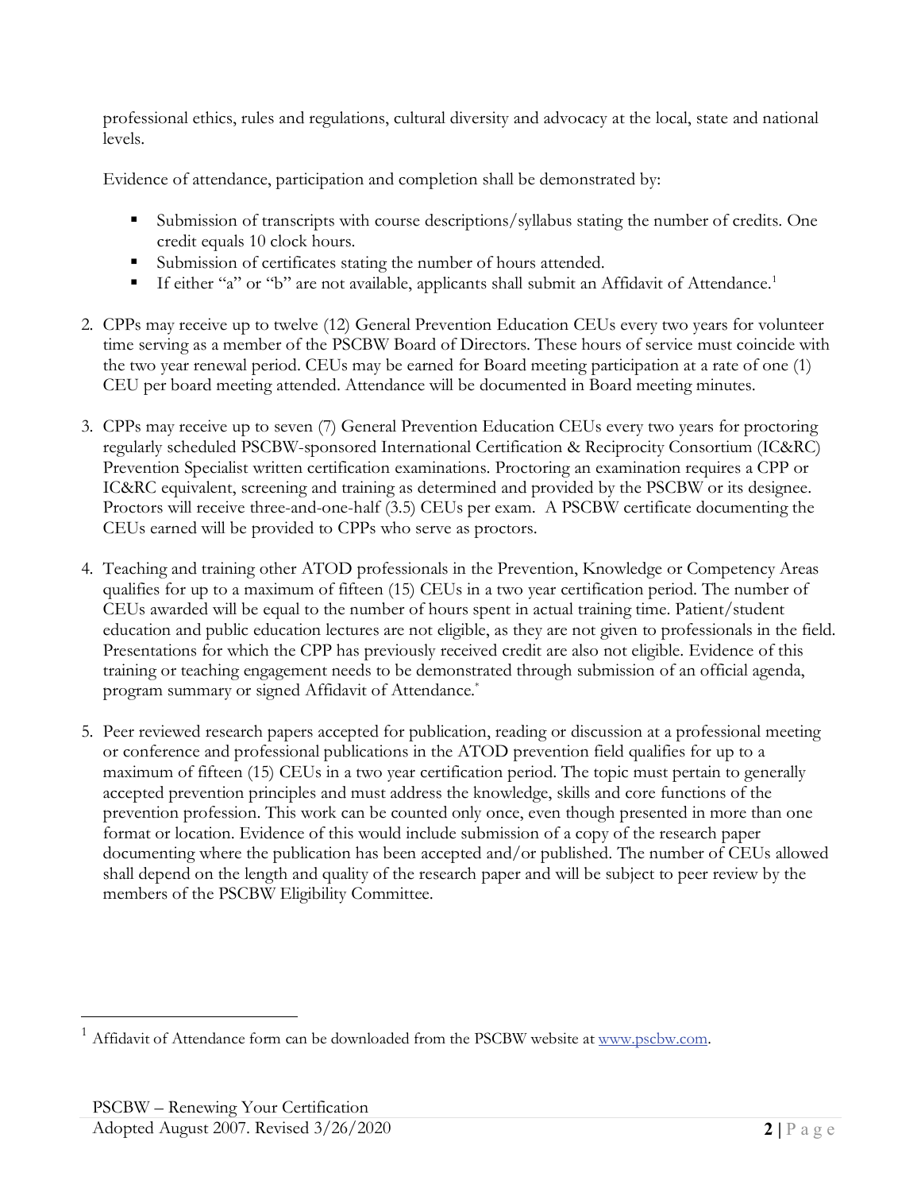professional ethics, rules and regulations, cultural diversity and advocacy at the local, state and national levels.

Evidence of attendance, participation and completion shall be demonstrated by:

- Submission of transcripts with course descriptions/syllabus stating the number of credits. One credit equals 10 clock hours.
- Submission of certificates stating the number of hours attended.
- If either "a" or "b" are not available, applicants shall submit an Affidavit of Attendance.[1]

2. CPPs may receive up to twelve (12) General Prevention Education CEUs every two years for volunteer time serving as a member of the PSCBW Board of Directors. These hours of service must coincide with the two year renewal period. CEUs may be earned for Board meeting participation at a rate of one (1) CEU per board meeting attended. Attendance will be documented in Board meeting minutes.

3. CPPs may receive up to seven (7) General Prevention Education CEUs every two years for proctoring regularly scheduled PSCBW-sponsored International Certification & Reciprocity Consortium (IC&RC) Prevention Specialist written certification examinations. Proctoring an examination requires a CPP or IC&RC equivalent, screening and training as determined and provided by the PSCBW or its designee. Proctors will receive three-and-one-half (3.5) CEUs per exam. A PSCBW certificate documenting the CEUs earned will be provided to CPPs who serve as proctors.

4. Teaching and training other ATOD professionals in the Prevention, Knowledge or Competency Areas qualifies for up to a maximum of fifteen (15) CEUs in a two year certification period. The number of CEUs awarded will be equal to the number of hours spent in actual training time. Patient/student education and public education lectures are not eligible, as they are not given to professionals in the field. Presentations for which the CPP has previously received credit are also not eligible. Evidence of this training or teaching engagement needs to be demonstrated through submission of an official agenda, program summary or signed Affidavit of Attendance.[*]

5. Peer reviewed research papers accepted for publication, reading or discussion at a professional meeting or conference and professional publications in the ATOD prevention field qualifies for up to a maximum of fifteen (15) CEUs in a two year certification period. The topic must pertain to generally accepted prevention principles and must address the knowledge, skills and core functions of the prevention profession. This work can be counted only once, even though presented in more than one format or location. Evidence of this would include submission of a copy of the research paper documenting where the publication has been accepted and/or published. The number of CEUs allowed shall depend on the length and quality of the research paper and will be subject to peer review by the members of the PSCBW Eligibility Committee.

[1] Affidavit of Attendance form can be downloaded from the PSCBW website at www.pscbw.com.